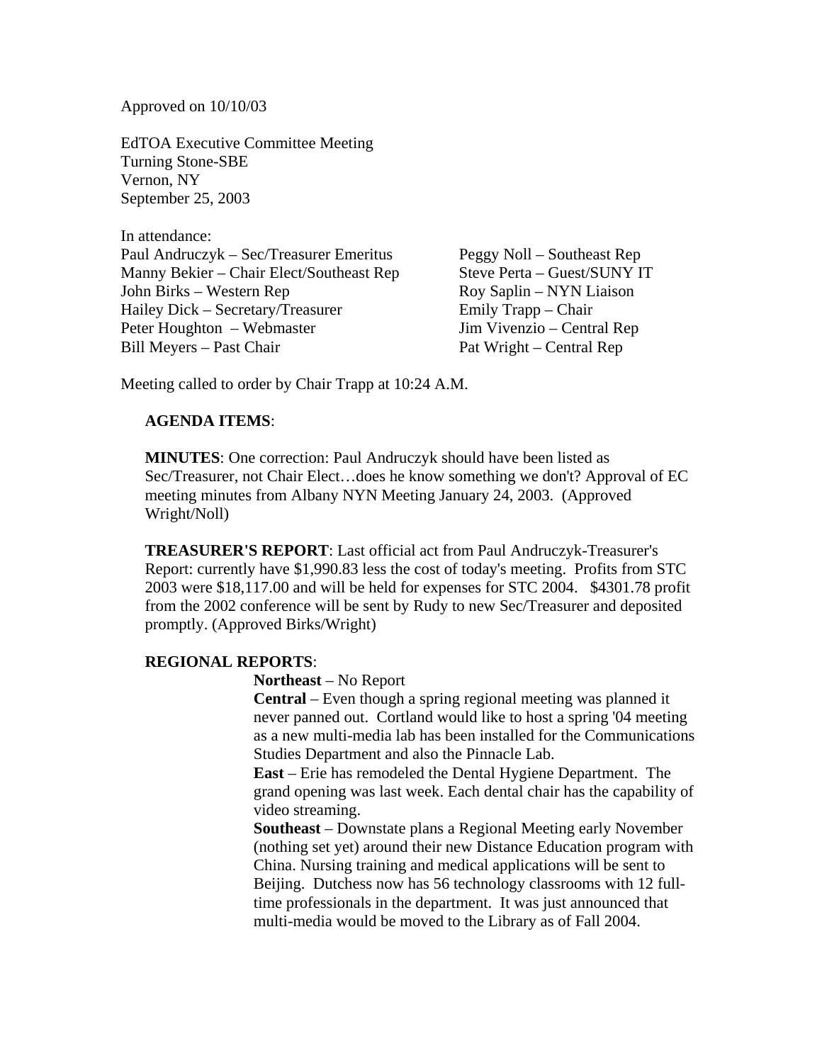Approved on 10/10/03

EdTOA Executive Committee Meeting
Turning Stone-SBE
Vernon, NY
September 25, 2003

In attendance:

Paul Andruczyk – Sec/Treasurer Emeritus
Manny Bekier – Chair Elect/Southeast Rep
John Birks – Western Rep
Hailey Dick – Secretary/Treasurer
Peter Houghton – Webmaster
Bill Meyers – Past Chair
Peggy Noll – Southeast Rep
Steve Perta – Guest/SUNY IT
Roy Saplin – NYN Liaison
Emily Trapp – Chair
Jim Vivenzio – Central Rep
Pat Wright – Central Rep

Meeting called to order by Chair Trapp at 10:24 A.M.

**AGENDA ITEMS**:

**MINUTES**: One correction: Paul Andruczyk should have been listed as Sec/Treasurer, not Chair Elect…does he know something we don't? Approval of EC meeting minutes from Albany NYN Meeting January 24, 2003. (Approved Wright/Noll)

**TREASURER'S REPORT**: Last official act from Paul Andruczyk-Treasurer's Report: currently have $1,990.83 less the cost of today's meeting. Profits from STC 2003 were $18,117.00 and will be held for expenses for STC 2004. $4301.78 profit from the 2002 conference will be sent by Rudy to new Sec/Treasurer and deposited promptly. (Approved Birks/Wright)

**REGIONAL REPORTS**:

**Northeast** – No Report

**Central** – Even though a spring regional meeting was planned it never panned out. Cortland would like to host a spring '04 meeting as a new multi-media lab has been installed for the Communications Studies Department and also the Pinnacle Lab.

**East** – Erie has remodeled the Dental Hygiene Department. The grand opening was last week. Each dental chair has the capability of video streaming.

**Southeast** – Downstate plans a Regional Meeting early November (nothing set yet) around their new Distance Education program with China. Nursing training and medical applications will be sent to Beijing. Dutchess now has 56 technology classrooms with 12 full-time professionals in the department. It was just announced that multi-media would be moved to the Library as of Fall 2004.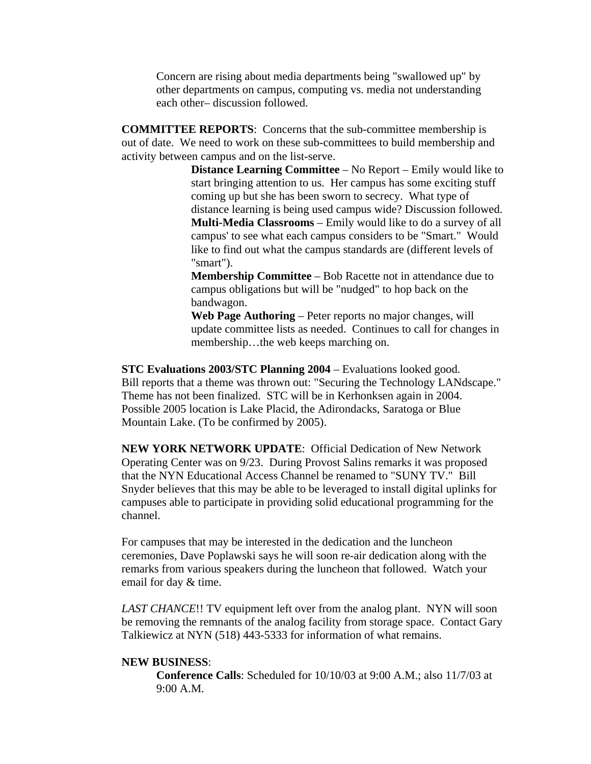Concern are rising about media departments being "swallowed up" by other departments on campus, computing vs. media not understanding each other– discussion followed.

**COMMITTEE REPORTS**: Concerns that the sub-committee membership is out of date. We need to work on these sub-committees to build membership and activity between campus and on the list-serve.

**Distance Learning Committee** – No Report – Emily would like to start bringing attention to us. Her campus has some exciting stuff coming up but she has been sworn to secrecy. What type of distance learning is being used campus wide? Discussion followed.

**Multi-Media Classrooms** – Emily would like to do a survey of all campus' to see what each campus considers to be "Smart." Would like to find out what the campus standards are (different levels of "smart").

**Membership Committee** – Bob Racette not in attendance due to campus obligations but will be "nudged" to hop back on the bandwagon.

**Web Page Authoring** – Peter reports no major changes, will update committee lists as needed. Continues to call for changes in membership…the web keeps marching on.

**STC Evaluations 2003/STC Planning 2004** – Evaluations looked good. Bill reports that a theme was thrown out: "Securing the Technology LANdscape." Theme has not been finalized. STC will be in Kerhonksen again in 2004. Possible 2005 location is Lake Placid, the Adirondacks, Saratoga or Blue Mountain Lake. (To be confirmed by 2005).

**NEW YORK NETWORK UPDATE**: Official Dedication of New Network Operating Center was on 9/23. During Provost Salins remarks it was proposed that the NYN Educational Access Channel be renamed to "SUNY TV." Bill Snyder believes that this may be able to be leveraged to install digital uplinks for campuses able to participate in providing solid educational programming for the channel.

For campuses that may be interested in the dedication and the luncheon ceremonies, Dave Poplawski says he will soon re-air dedication along with the remarks from various speakers during the luncheon that followed. Watch your email for day & time.

*LAST CHANCE*!! TV equipment left over from the analog plant. NYN will soon be removing the remnants of the analog facility from storage space. Contact Gary Talkiewicz at NYN (518) 443-5333 for information of what remains.

**NEW BUSINESS**:

**Conference Calls**: Scheduled for 10/10/03 at 9:00 A.M.; also 11/7/03 at 9:00 A.M.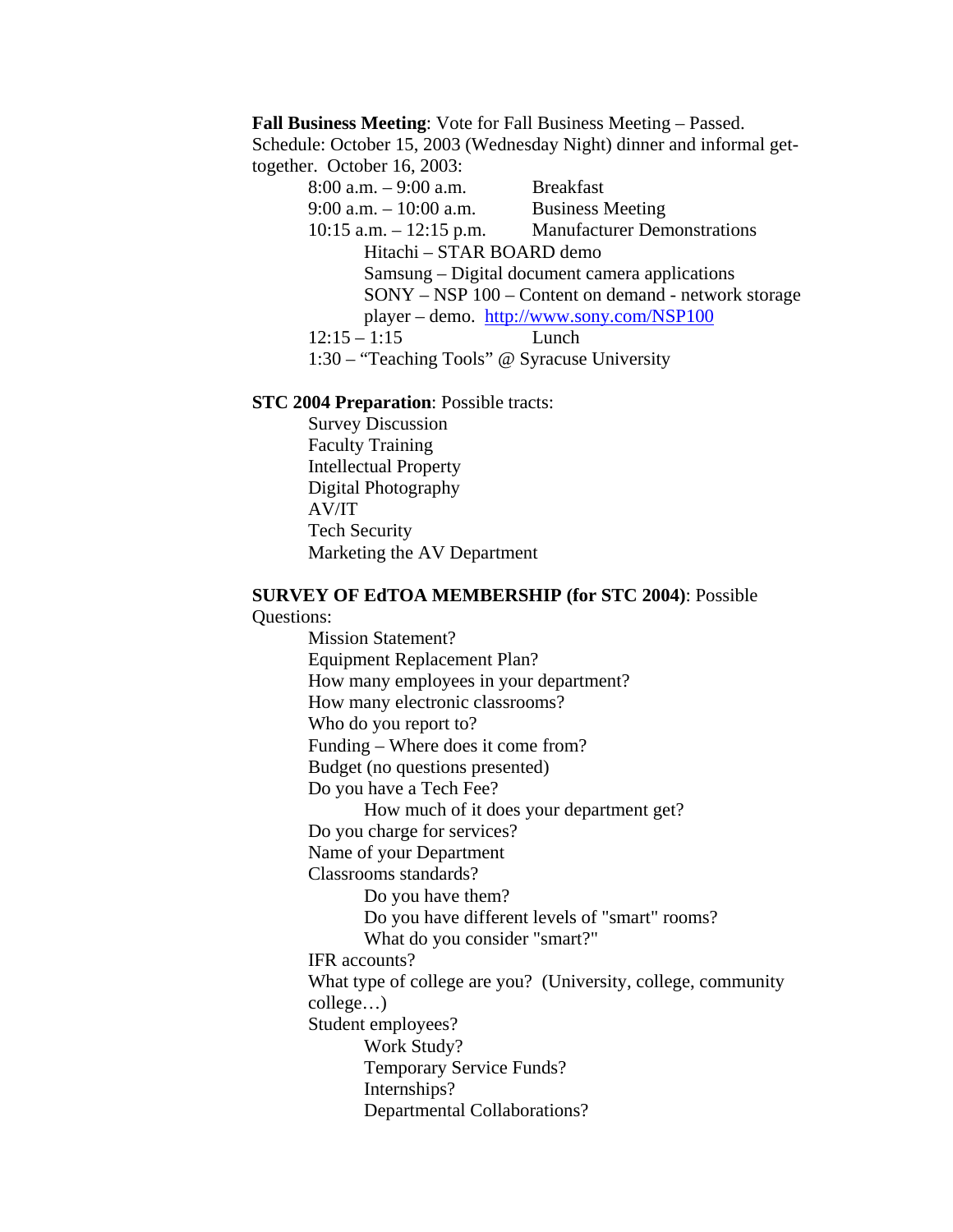**Fall Business Meeting**: Vote for Fall Business Meeting – Passed.
Schedule: October 15, 2003 (Wednesday Night) dinner and informal get-together. October 16, 2003:

- 8:00 a.m. – 9:00 a.m. Breakfast
- 9:00 a.m. – 10:00 a.m. Business Meeting
- 10:15 a.m. – 12:15 p.m. Manufacturer Demonstrations
  - Hitachi – STAR BOARD demo
  - Samsung – Digital document camera applications
  - SONY – NSP 100 – Content on demand - network storage player – demo. http://www.sony.com/NSP100
- 12:15 – 1:15 Lunch
- 1:30 – "Teaching Tools" @ Syracuse University

**STC 2004 Preparation**: Possible tracts:

- Survey Discussion
- Faculty Training
- Intellectual Property
- Digital Photography
- AV/IT
- Tech Security
- Marketing the AV Department

**SURVEY OF EdTOA MEMBERSHIP (for STC 2004)**: Possible Questions:

- Mission Statement?
- Equipment Replacement Plan?
- How many employees in your department?
- How many electronic classrooms?
- Who do you report to?
- Funding – Where does it come from?
- Budget (no questions presented)
- Do you have a Tech Fee?
  - How much of it does your department get?
- Do you charge for services?
- Name of your Department
- Classrooms standards?
  - Do you have them?
  - Do you have different levels of "smart" rooms?
  - What do you consider "smart?"
- IFR accounts?
- What type of college are you? (University, college, community college…)
- Student employees?
  - Work Study?
  - Temporary Service Funds?
  - Internships?
  - Departmental Collaborations?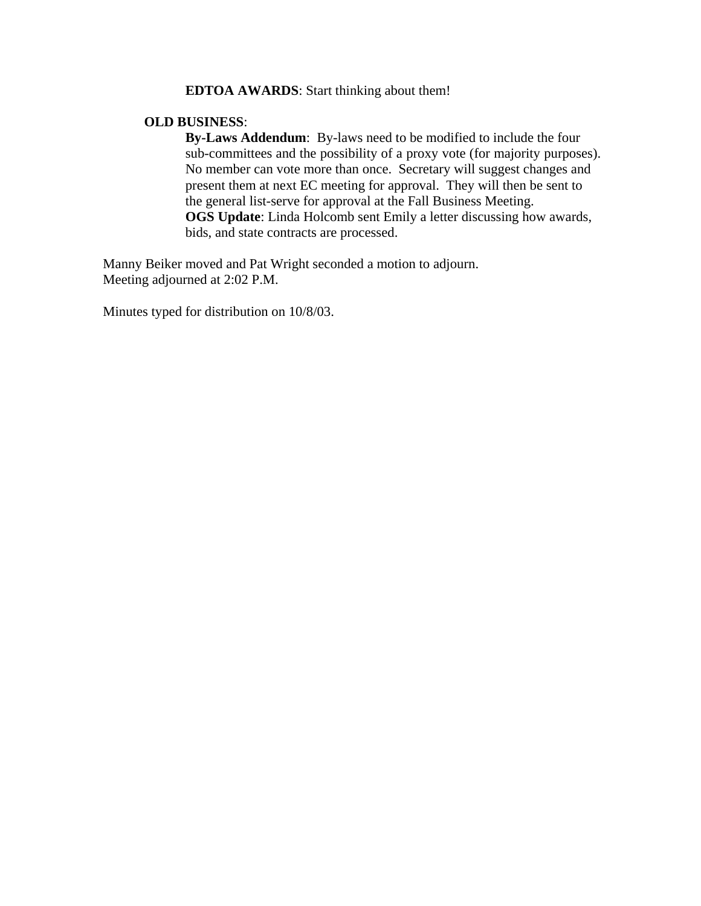**EDTOA AWARDS**: Start thinking about them!

**OLD BUSINESS**:

**By-Laws Addendum**: By-laws need to be modified to include the four sub-committees and the possibility of a proxy vote (for majority purposes). No member can vote more than once. Secretary will suggest changes and present them at next EC meeting for approval. They will then be sent to the general list-serve for approval at the Fall Business Meeting.

**OGS Update**: Linda Holcomb sent Emily a letter discussing how awards, bids, and state contracts are processed.

Manny Beiker moved and Pat Wright seconded a motion to adjourn.
Meeting adjourned at 2:02 P.M.

Minutes typed for distribution on 10/8/03.